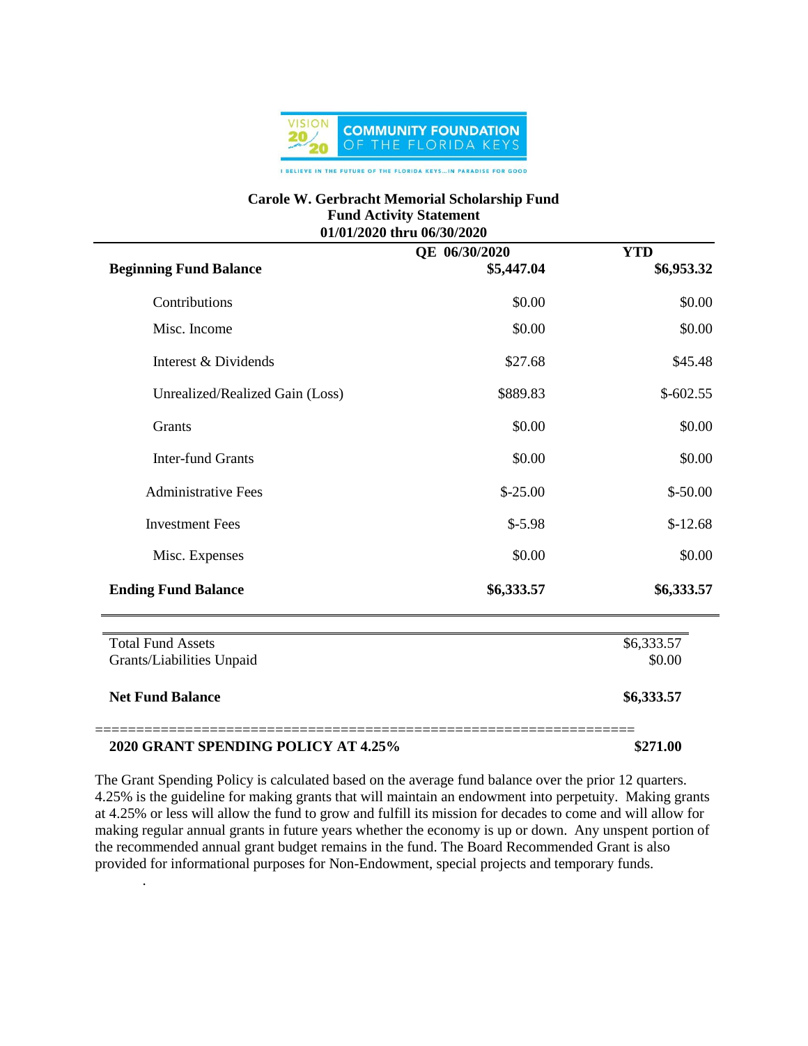VISION 20/20 COMMUNITY FOUNDATION OF THE FLORIDA KEYS

I BELIEVE IN THE FUTURE OF THE FLORIDA KEYS...IN PARADISE FOR GOOD

**Carole W. Gerbracht Memorial Scholarship Fund**
**Fund Activity Statement**
**01/01/2020 thru 06/30/2020**

| | QE 06/30/2020 | YTD |
|---|---|---|
| **Beginning Fund Balance** | **$5,447.04** | **$6,953.32** |
| Contributions | $0.00 | $0.00 |
| Misc. Income | $0.00 | $0.00 |
| Interest & Dividends | $27.68 | $45.48 |
| Unrealized/Realized Gain (Loss) | $889.83 | $-602.55 |
| Grants | $0.00 | $0.00 |
| Inter-fund Grants | $0.00 | $0.00 |
| Administrative Fees | $-25.00 | $-50.00 |
| Investment Fees | $-5.98 | $-12.68 |
| Misc. Expenses | $0.00 | $0.00 |
| **Ending Fund Balance** | **$6,333.57** | **$6,333.57** |

| | |
|---|---|
| Total Fund Assets | $6,333.57 |
| Grants/Liabilities Unpaid | $0.00 |
| **Net Fund Balance** | **$6,333.57** |

==================================================================

**2020 GRANT SPENDING POLICY AT 4.25%** **$271.00**

The Grant Spending Policy is calculated based on the average fund balance over the prior 12 quarters. 4.25% is the guideline for making grants that will maintain an endowment into perpetuity. Making grants at 4.25% or less will allow the fund to grow and fulfill its mission for decades to come and will allow for making regular annual grants in future years whether the economy is up or down. Any unspent portion of the recommended annual grant budget remains in the fund. The Board Recommended Grant is also provided for informational purposes for Non-Endowment, special projects and temporary funds.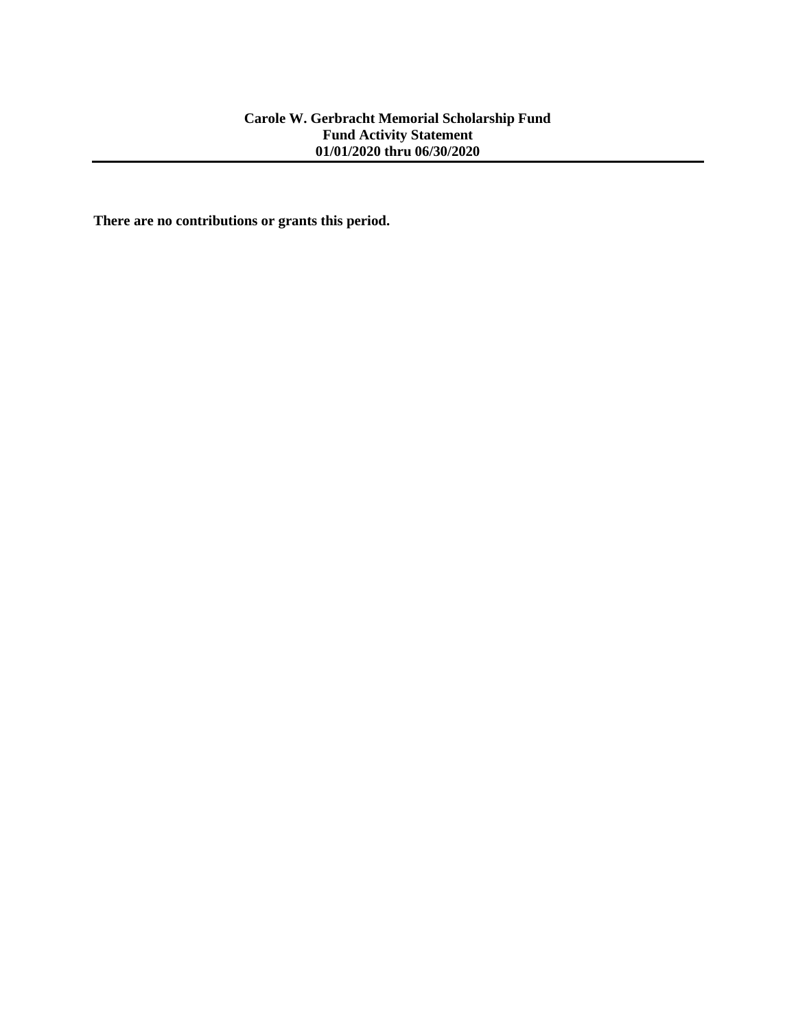**Carole W. Gerbracht Memorial Scholarship Fund**
**Fund Activity Statement**
**01/01/2020 thru 06/30/2020**

---

**There are no contributions or grants this period.**